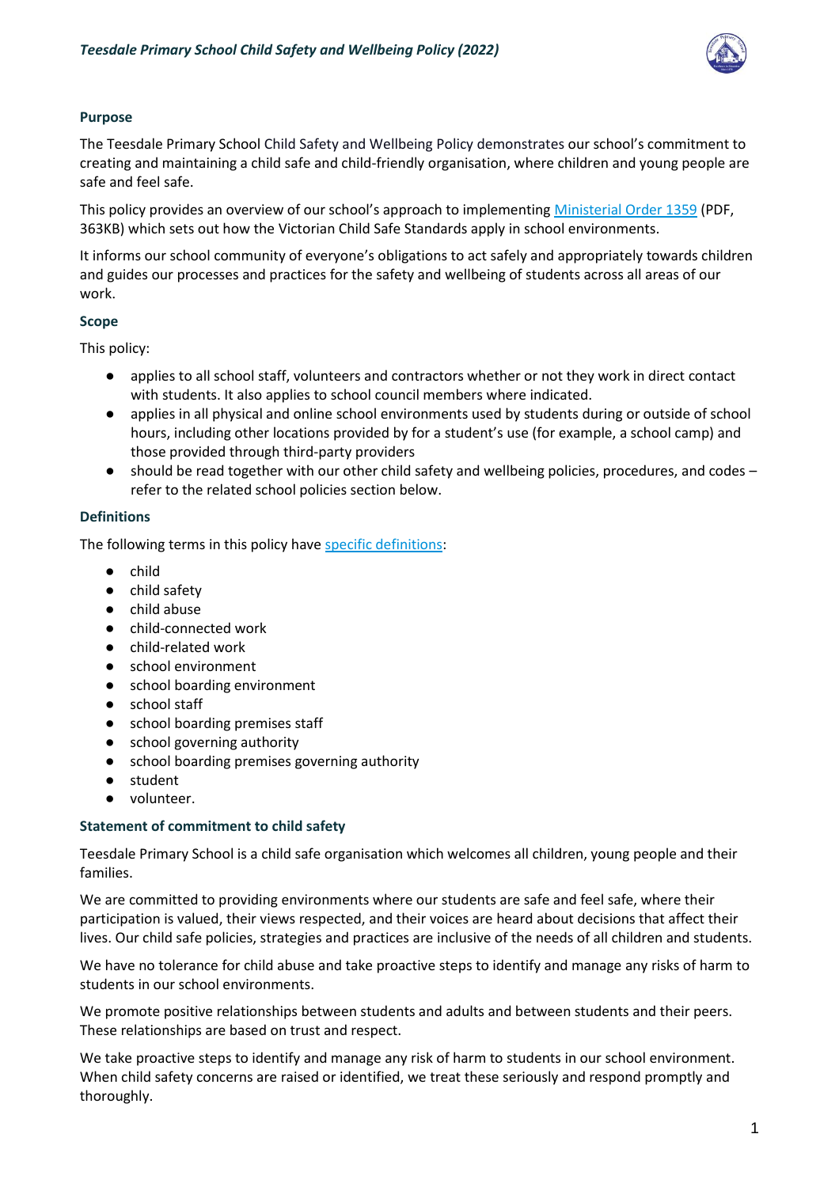### Purpose

The Teesdale Primary School Child Safety and Wellbeing Policy demonstrates our school's commitment to creating and maintaining a child safe and child-friendly organisation, where children and young people are safe and feel safe.

This policy provides an overview of our school's approach to implementing [Ministerial Order 1359](Ministerial Order 1359) (PDF, 363KB) which sets out how the Victorian Child Safe Standards apply in school environments.

It informs our school community of everyone's obligations to act safely and appropriately towards children and guides our processes and practices for the safety and wellbeing of students across all areas of our work.

### Scope

This policy:

- applies to all school staff, volunteers and contractors whether or not they work in direct contact with students. It also applies to school council members where indicated.
- applies in all physical and online school environments used by students during or outside of school hours, including other locations provided by for a student's use (for example, a school camp) and those provided through third-party providers
- should be read together with our other child safety and wellbeing policies, procedures, and codes – refer to the related school policies section below.

### Definitions

The following terms in this policy have specific definitions:

- child
- child safety
- child abuse
- child-connected work
- child-related work
- school environment
- school boarding environment
- school staff
- school boarding premises staff
- school governing authority
- school boarding premises governing authority
- student
- volunteer.

### Statement of commitment to child safety

Teesdale Primary School is a child safe organisation which welcomes all children, young people and their families.

We are committed to providing environments where our students are safe and feel safe, where their participation is valued, their views respected, and their voices are heard about decisions that affect their lives. Our child safe policies, strategies and practices are inclusive of the needs of all children and students.

We have no tolerance for child abuse and take proactive steps to identify and manage any risks of harm to students in our school environments.

We promote positive relationships between students and adults and between students and their peers. These relationships are based on trust and respect.

We take proactive steps to identify and manage any risk of harm to students in our school environment. When child safety concerns are raised or identified, we treat these seriously and respond promptly and thoroughly.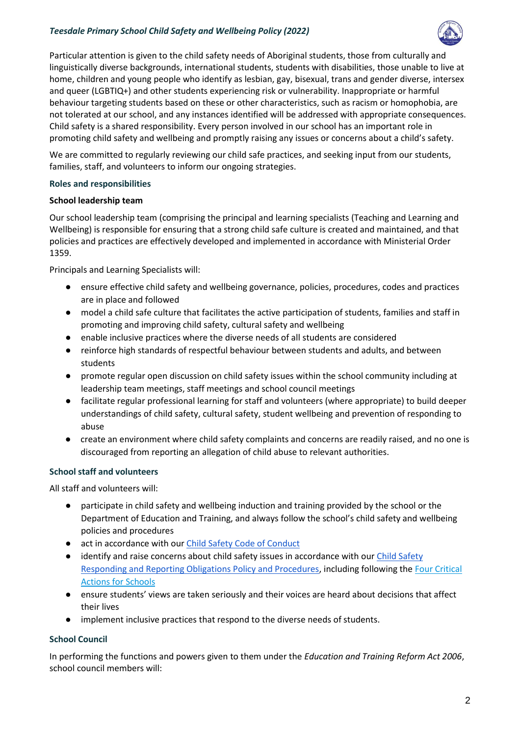Particular attention is given to the child safety needs of Aboriginal students, those from culturally and linguistically diverse backgrounds, international students, students with disabilities, those unable to live at home, children and young people who identify as lesbian, gay, bisexual, trans and gender diverse, intersex and queer (LGBTIQ+) and other students experiencing risk or vulnerability. Inappropriate or harmful behaviour targeting students based on these or other characteristics, such as racism or homophobia, are not tolerated at our school, and any instances identified will be addressed with appropriate consequences. Child safety is a shared responsibility. Every person involved in our school has an important role in promoting child safety and wellbeing and promptly raising any issues or concerns about a child's safety.

We are committed to regularly reviewing our child safe practices, and seeking input from our students, families, staff, and volunteers to inform our ongoing strategies.

## Roles and responsibilities

### School leadership team

Our school leadership team (comprising the principal and learning specialists (Teaching and Learning and Wellbeing) is responsible for ensuring that a strong child safe culture is created and maintained, and that policies and practices are effectively developed and implemented in accordance with Ministerial Order 1359.

Principals and Learning Specialists will:

- ensure effective child safety and wellbeing governance, policies, procedures, codes and practices are in place and followed
- model a child safe culture that facilitates the active participation of students, families and staff in promoting and improving child safety, cultural safety and wellbeing
- enable inclusive practices where the diverse needs of all students are considered
- reinforce high standards of respectful behaviour between students and adults, and between students
- promote regular open discussion on child safety issues within the school community including at leadership team meetings, staff meetings and school council meetings
- facilitate regular professional learning for staff and volunteers (where appropriate) to build deeper understandings of child safety, cultural safety, student wellbeing and prevention of responding to abuse
- create an environment where child safety complaints and concerns are readily raised, and no one is discouraged from reporting an allegation of child abuse to relevant authorities.

### School staff and volunteers

All staff and volunteers will:

- participate in child safety and wellbeing induction and training provided by the school or the Department of Education and Training, and always follow the school's child safety and wellbeing policies and procedures
- act in accordance with our Child Safety Code of Conduct
- identify and raise concerns about child safety issues in accordance with our Child Safety Responding and Reporting Obligations Policy and Procedures, including following the Four Critical Actions for Schools
- ensure students' views are taken seriously and their voices are heard about decisions that affect their lives
- implement inclusive practices that respond to the diverse needs of students.

### School Council

In performing the functions and powers given to them under the *Education and Training Reform Act 2006*, school council members will: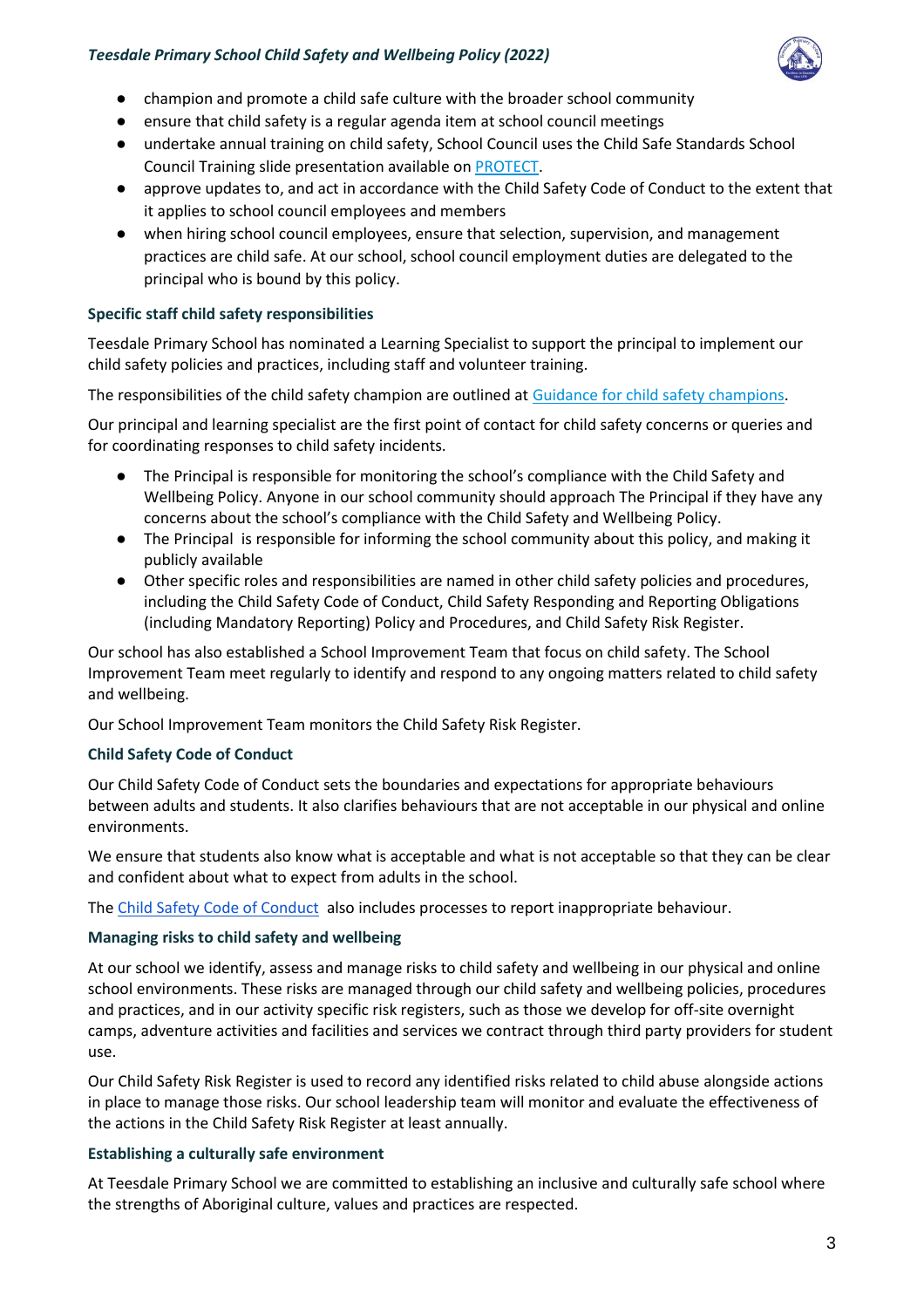- champion and promote a child safe culture with the broader school community
- ensure that child safety is a regular agenda item at school council meetings
- undertake annual training on child safety, School Council uses the Child Safe Standards School Council Training slide presentation available on PROTECT.
- approve updates to, and act in accordance with the Child Safety Code of Conduct to the extent that it applies to school council employees and members
- when hiring school council employees, ensure that selection, supervision, and management practices are child safe. At our school, school council employment duties are delegated to the principal who is bound by this policy.

### Specific staff child safety responsibilities

Teesdale Primary School has nominated a Learning Specialist to support the principal to implement our child safety policies and practices, including staff and volunteer training.

The responsibilities of the child safety champion are outlined at Guidance for child safety champions.

Our principal and learning specialist are the first point of contact for child safety concerns or queries and for coordinating responses to child safety incidents.

- The Principal is responsible for monitoring the school's compliance with the Child Safety and Wellbeing Policy. Anyone in our school community should approach The Principal if they have any concerns about the school's compliance with the Child Safety and Wellbeing Policy.
- The Principal is responsible for informing the school community about this policy, and making it publicly available
- Other specific roles and responsibilities are named in other child safety policies and procedures, including the Child Safety Code of Conduct, Child Safety Responding and Reporting Obligations (including Mandatory Reporting) Policy and Procedures, and Child Safety Risk Register.

Our school has also established a School Improvement Team that focus on child safety. The School Improvement Team meet regularly to identify and respond to any ongoing matters related to child safety and wellbeing.

Our School Improvement Team monitors the Child Safety Risk Register.

### Child Safety Code of Conduct

Our Child Safety Code of Conduct sets the boundaries and expectations for appropriate behaviours between adults and students. It also clarifies behaviours that are not acceptable in our physical and online environments.

We ensure that students also know what is acceptable and what is not acceptable so that they can be clear and confident about what to expect from adults in the school.

The Child Safety Code of Conduct also includes processes to report inappropriate behaviour.

### Managing risks to child safety and wellbeing

At our school we identify, assess and manage risks to child safety and wellbeing in our physical and online school environments. These risks are managed through our child safety and wellbeing policies, procedures and practices, and in our activity specific risk registers, such as those we develop for off-site overnight camps, adventure activities and facilities and services we contract through third party providers for student use.

Our Child Safety Risk Register is used to record any identified risks related to child abuse alongside actions in place to manage those risks. Our school leadership team will monitor and evaluate the effectiveness of the actions in the Child Safety Risk Register at least annually.

### Establishing a culturally safe environment

At Teesdale Primary School we are committed to establishing an inclusive and culturally safe school where the strengths of Aboriginal culture, values and practices are respected.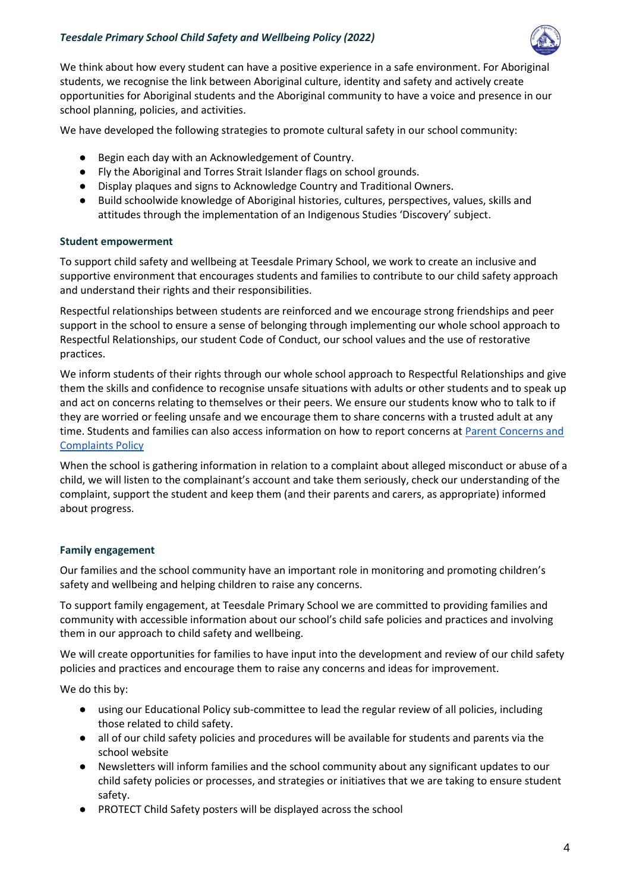We think about how every student can have a positive experience in a safe environment. For Aboriginal students, we recognise the link between Aboriginal culture, identity and safety and actively create opportunities for Aboriginal students and the Aboriginal community to have a voice and presence in our school planning, policies, and activities.

We have developed the following strategies to promote cultural safety in our school community:

- Begin each day with an Acknowledgement of Country.
- Fly the Aboriginal and Torres Strait Islander flags on school grounds.
- Display plaques and signs to Acknowledge Country and Traditional Owners.
- Build schoolwide knowledge of Aboriginal histories, cultures, perspectives, values, skills and attitudes through the implementation of an Indigenous Studies 'Discovery' subject.

### Student empowerment

To support child safety and wellbeing at Teesdale Primary School, we work to create an inclusive and supportive environment that encourages students and families to contribute to our child safety approach and understand their rights and their responsibilities.

Respectful relationships between students are reinforced and we encourage strong friendships and peer support in the school to ensure a sense of belonging through implementing our whole school approach to Respectful Relationships, our student Code of Conduct, our school values and the use of restorative practices.

We inform students of their rights through our whole school approach to Respectful Relationships and give them the skills and confidence to recognise unsafe situations with adults or other students and to speak up and act on concerns relating to themselves or their peers. We ensure our students know who to talk to if they are worried or feeling unsafe and we encourage them to share concerns with a trusted adult at any time. Students and families can also access information on how to report concerns at Parent Concerns and Complaints Policy

When the school is gathering information in relation to a complaint about alleged misconduct or abuse of a child, we will listen to the complainant's account and take them seriously, check our understanding of the complaint, support the student and keep them (and their parents and carers, as appropriate) informed about progress.

### Family engagement

Our families and the school community have an important role in monitoring and promoting children's safety and wellbeing and helping children to raise any concerns.

To support family engagement, at Teesdale Primary School we are committed to providing families and community with accessible information about our school's child safe policies and practices and involving them in our approach to child safety and wellbeing.

We will create opportunities for families to have input into the development and review of our child safety policies and practices and encourage them to raise any concerns and ideas for improvement.

We do this by:

- using our Educational Policy sub-committee to lead the regular review of all policies, including those related to child safety.
- all of our child safety policies and procedures will be available for students and parents via the school website
- Newsletters will inform families and the school community about any significant updates to our child safety policies or processes, and strategies or initiatives that we are taking to ensure student safety.
- PROTECT Child Safety posters will be displayed across the school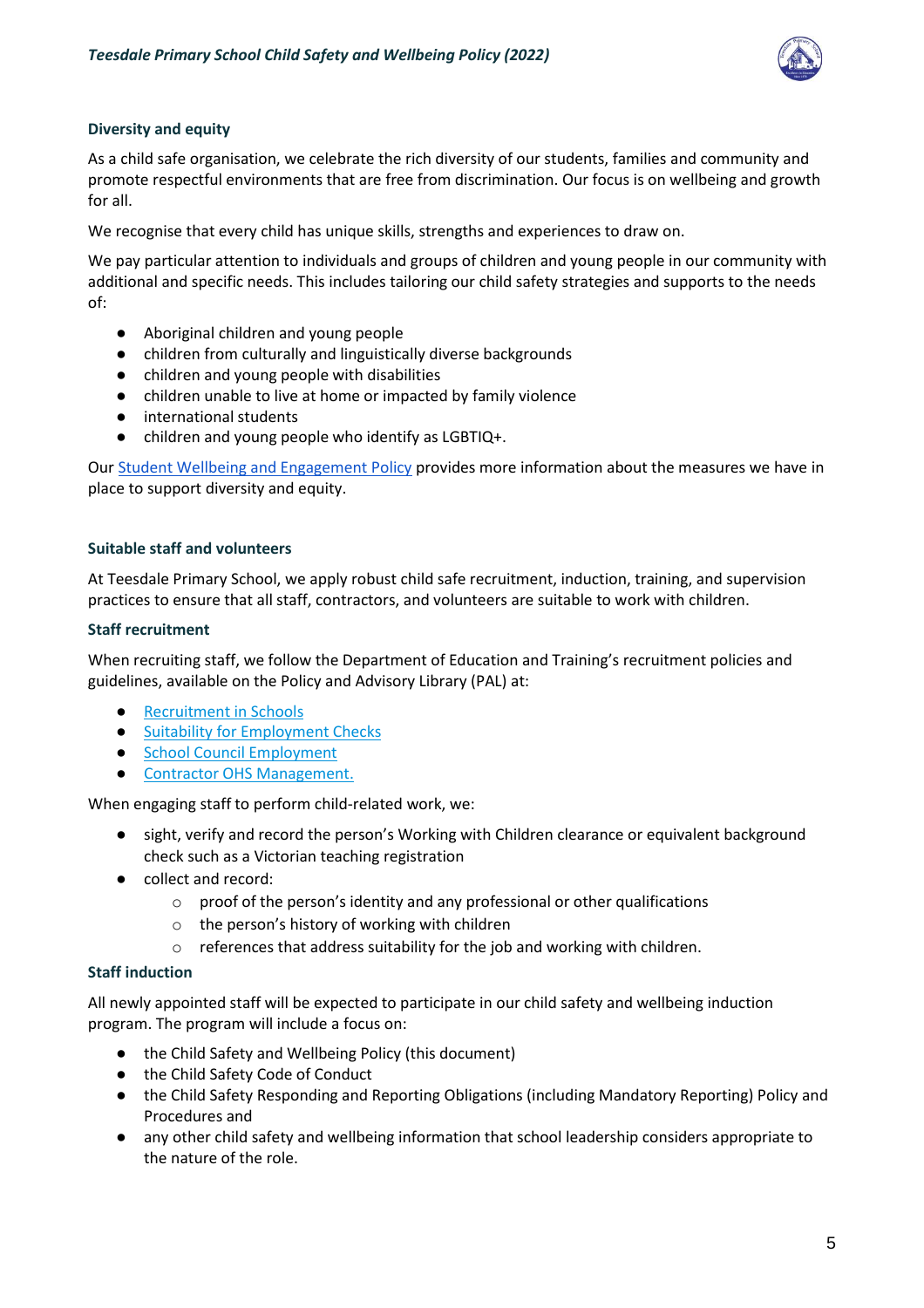### Diversity and equity

As a child safe organisation, we celebrate the rich diversity of our students, families and community and promote respectful environments that are free from discrimination. Our focus is on wellbeing and growth for all.

We recognise that every child has unique skills, strengths and experiences to draw on.

We pay particular attention to individuals and groups of children and young people in our community with additional and specific needs. This includes tailoring our child safety strategies and supports to the needs of:

- Aboriginal children and young people
- children from culturally and linguistically diverse backgrounds
- children and young people with disabilities
- children unable to live at home or impacted by family violence
- international students
- children and young people who identify as LGBTIQ+.

Our Student Wellbeing and Engagement Policy provides more information about the measures we have in place to support diversity and equity.

### Suitable staff and volunteers

At Teesdale Primary School, we apply robust child safe recruitment, induction, training, and supervision practices to ensure that all staff, contractors, and volunteers are suitable to work with children.

### Staff recruitment

When recruiting staff, we follow the Department of Education and Training's recruitment policies and guidelines, available on the Policy and Advisory Library (PAL) at:

- Recruitment in Schools
- Suitability for Employment Checks
- School Council Employment
- Contractor OHS Management.

When engaging staff to perform child-related work, we:

- sight, verify and record the person's Working with Children clearance or equivalent background check such as a Victorian teaching registration
- collect and record:
  - proof of the person's identity and any professional or other qualifications
  - the person's history of working with children
  - references that address suitability for the job and working with children.

### Staff induction

All newly appointed staff will be expected to participate in our child safety and wellbeing induction program. The program will include a focus on:

- the Child Safety and Wellbeing Policy (this document)
- the Child Safety Code of Conduct
- the Child Safety Responding and Reporting Obligations (including Mandatory Reporting) Policy and Procedures and
- any other child safety and wellbeing information that school leadership considers appropriate to the nature of the role.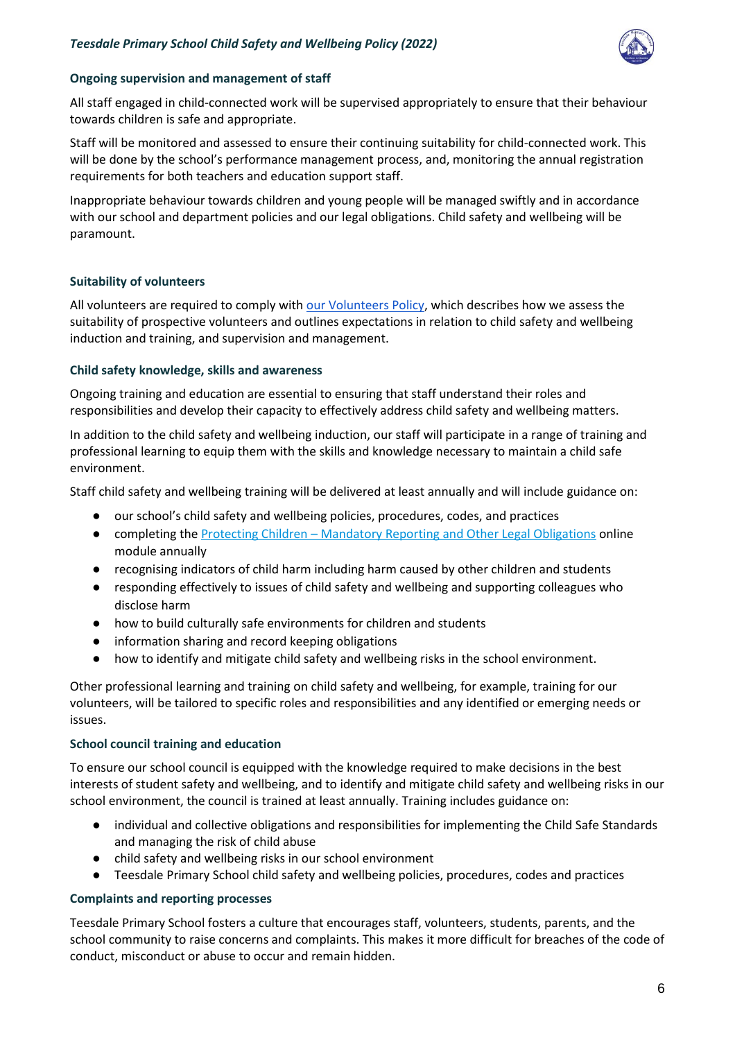### Ongoing supervision and management of staff

All staff engaged in child-connected work will be supervised appropriately to ensure that their behaviour towards children is safe and appropriate.

Staff will be monitored and assessed to ensure their continuing suitability for child-connected work. This will be done by the school's performance management process, and, monitoring the annual registration requirements for both teachers and education support staff.

Inappropriate behaviour towards children and young people will be managed swiftly and in accordance with our school and department policies and our legal obligations. Child safety and wellbeing will be paramount.

### Suitability of volunteers

All volunteers are required to comply with [our Volunteers Policy](), which describes how we assess the suitability of prospective volunteers and outlines expectations in relation to child safety and wellbeing induction and training, and supervision and management.

### Child safety knowledge, skills and awareness

Ongoing training and education are essential to ensuring that staff understand their roles and responsibilities and develop their capacity to effectively address child safety and wellbeing matters.

In addition to the child safety and wellbeing induction, our staff will participate in a range of training and professional learning to equip them with the skills and knowledge necessary to maintain a child safe environment.

Staff child safety and wellbeing training will be delivered at least annually and will include guidance on:

- our school's child safety and wellbeing policies, procedures, codes, and practices
- completing the [Protecting Children – Mandatory Reporting and Other Legal Obligations]() online module annually
- recognising indicators of child harm including harm caused by other children and students
- responding effectively to issues of child safety and wellbeing and supporting colleagues who disclose harm
- how to build culturally safe environments for children and students
- information sharing and record keeping obligations
- how to identify and mitigate child safety and wellbeing risks in the school environment.

Other professional learning and training on child safety and wellbeing, for example, training for our volunteers, will be tailored to specific roles and responsibilities and any identified or emerging needs or issues.

### School council training and education

To ensure our school council is equipped with the knowledge required to make decisions in the best interests of student safety and wellbeing, and to identify and mitigate child safety and wellbeing risks in our school environment, the council is trained at least annually. Training includes guidance on:

- individual and collective obligations and responsibilities for implementing the Child Safe Standards and managing the risk of child abuse
- child safety and wellbeing risks in our school environment
- Teesdale Primary School child safety and wellbeing policies, procedures, codes and practices

### Complaints and reporting processes

Teesdale Primary School fosters a culture that encourages staff, volunteers, students, parents, and the school community to raise concerns and complaints. This makes it more difficult for breaches of the code of conduct, misconduct or abuse to occur and remain hidden.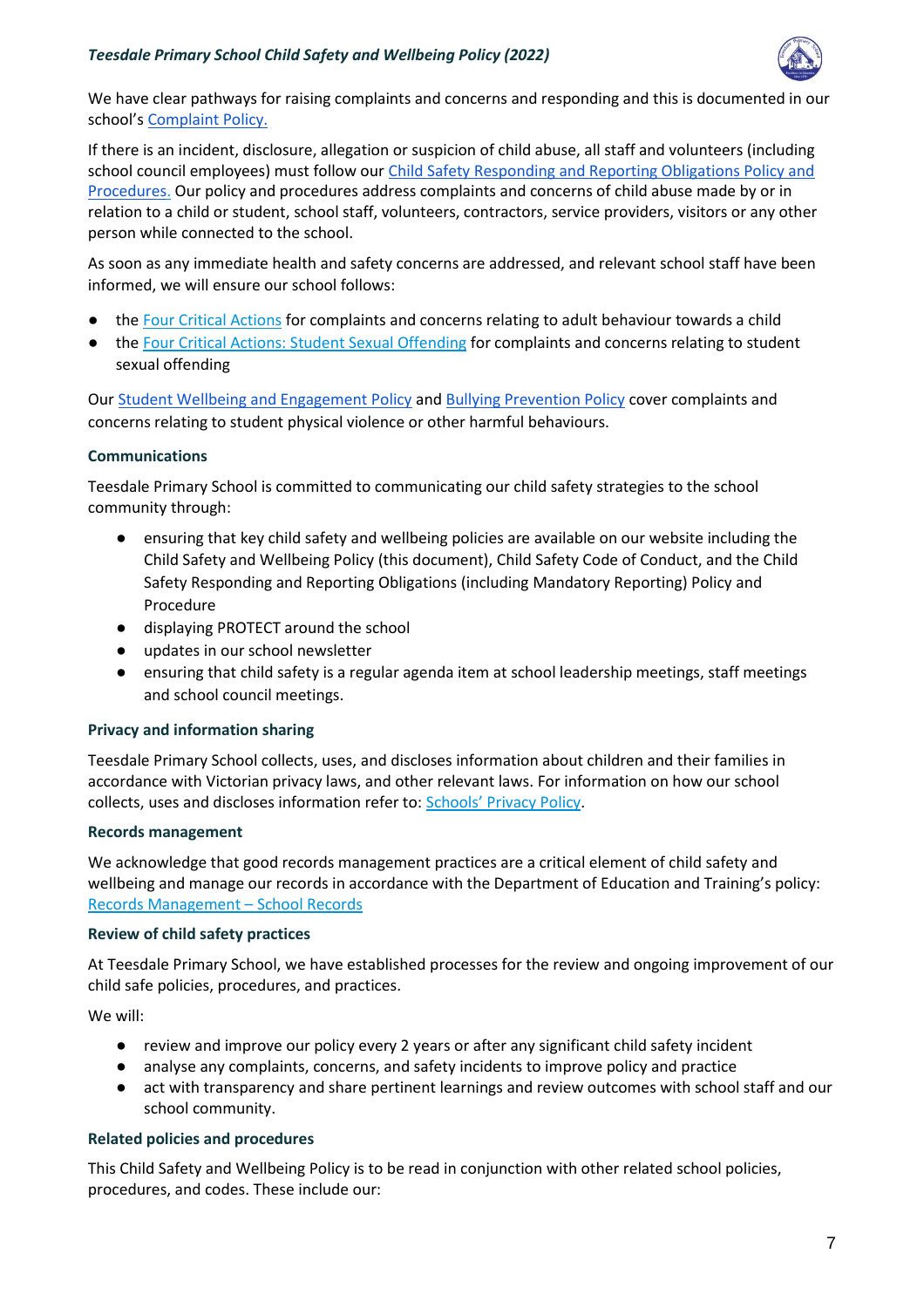We have clear pathways for raising complaints and concerns and responding and this is documented in our school's Complaint Policy.

If there is an incident, disclosure, allegation or suspicion of child abuse, all staff and volunteers (including school council employees) must follow our Child Safety Responding and Reporting Obligations Policy and Procedures. Our policy and procedures address complaints and concerns of child abuse made by or in relation to a child or student, school staff, volunteers, contractors, service providers, visitors or any other person while connected to the school.

As soon as any immediate health and safety concerns are addressed, and relevant school staff have been informed, we will ensure our school follows:

- the Four Critical Actions for complaints and concerns relating to adult behaviour towards a child
- the Four Critical Actions: Student Sexual Offending for complaints and concerns relating to student sexual offending

Our Student Wellbeing and Engagement Policy and Bullying Prevention Policy cover complaints and concerns relating to student physical violence or other harmful behaviours.

### Communications

Teesdale Primary School is committed to communicating our child safety strategies to the school community through:

- ensuring that key child safety and wellbeing policies are available on our website including the Child Safety and Wellbeing Policy (this document), Child Safety Code of Conduct, and the Child Safety Responding and Reporting Obligations (including Mandatory Reporting) Policy and Procedure
- displaying PROTECT around the school
- updates in our school newsletter
- ensuring that child safety is a regular agenda item at school leadership meetings, staff meetings and school council meetings.

### Privacy and information sharing

Teesdale Primary School collects, uses, and discloses information about children and their families in accordance with Victorian privacy laws, and other relevant laws. For information on how our school collects, uses and discloses information refer to: Schools' Privacy Policy.

### Records management

We acknowledge that good records management practices are a critical element of child safety and wellbeing and manage our records in accordance with the Department of Education and Training's policy: Records Management – School Records

### Review of child safety practices

At Teesdale Primary School, we have established processes for the review and ongoing improvement of our child safe policies, procedures, and practices.

We will:

- review and improve our policy every 2 years or after any significant child safety incident
- analyse any complaints, concerns, and safety incidents to improve policy and practice
- act with transparency and share pertinent learnings and review outcomes with school staff and our school community.

### Related policies and procedures

This Child Safety and Wellbeing Policy is to be read in conjunction with other related school policies, procedures, and codes. These include our: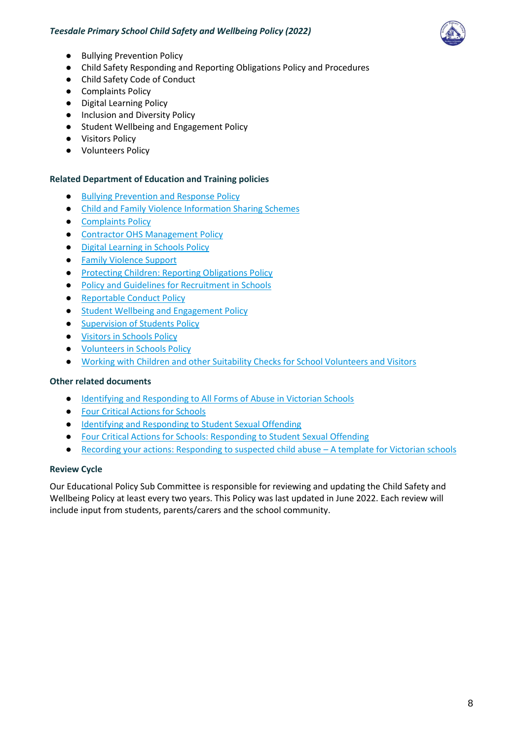- Bullying Prevention Policy
- Child Safety Responding and Reporting Obligations Policy and Procedures
- Child Safety Code of Conduct
- Complaints Policy
- Digital Learning Policy
- Inclusion and Diversity Policy
- Student Wellbeing and Engagement Policy
- Visitors Policy
- Volunteers Policy

**Related Department of Education and Training policies**

- Bullying Prevention and Response Policy
- Child and Family Violence Information Sharing Schemes
- Complaints Policy
- Contractor OHS Management Policy
- Digital Learning in Schools Policy
- Family Violence Support
- Protecting Children: Reporting Obligations Policy
- Policy and Guidelines for Recruitment in Schools
- Reportable Conduct Policy
- Student Wellbeing and Engagement Policy
- Supervision of Students Policy
- Visitors in Schools Policy
- Volunteers in Schools Policy
- Working with Children and other Suitability Checks for School Volunteers and Visitors

**Other related documents**

- Identifying and Responding to All Forms of Abuse in Victorian Schools
- Four Critical Actions for Schools
- Identifying and Responding to Student Sexual Offending
- Four Critical Actions for Schools: Responding to Student Sexual Offending
- Recording your actions: Responding to suspected child abuse – A template for Victorian schools

**Review Cycle**

Our Educational Policy Sub Committee is responsible for reviewing and updating the Child Safety and Wellbeing Policy at least every two years. This Policy was last updated in June 2022. Each review will include input from students, parents/carers and the school community.